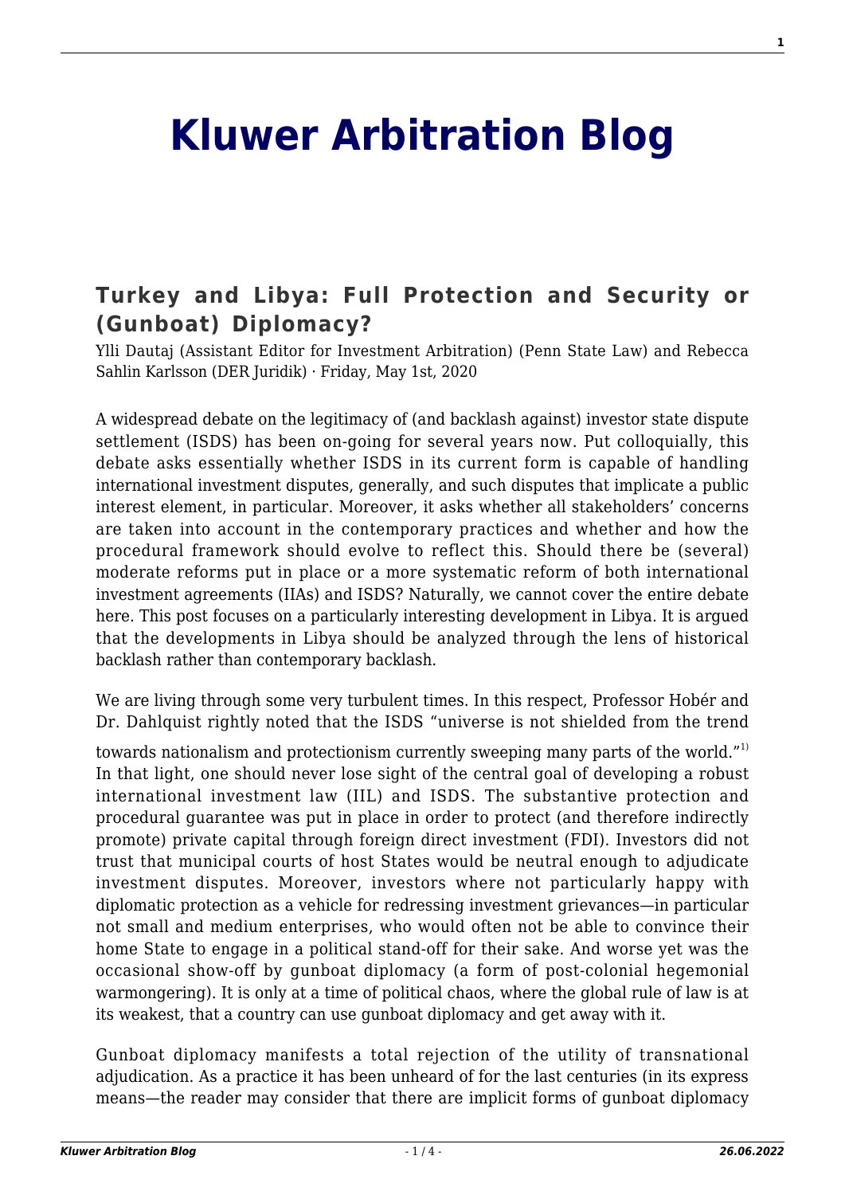# Kluwer Arbitration Blog

## Turkey and Libya: Full Protection and Security or (Gunboat) Diplomacy?

Ylli Dautaj (Assistant Editor for Investment Arbitration) (Penn State Law) and Rebecca Sahlin Karlsson (DER Juridik) · Friday, May 1st, 2020

A widespread debate on the legitimacy of (and backlash against) investor state dispute settlement (ISDS) has been on-going for several years now. Put colloquially, this debate asks essentially whether ISDS in its current form is capable of handling international investment disputes, generally, and such disputes that implicate a public interest element, in particular. Moreover, it asks whether all stakeholders' concerns are taken into account in the contemporary practices and whether and how the procedural framework should evolve to reflect this. Should there be (several) moderate reforms put in place or a more systematic reform of both international investment agreements (IIAs) and ISDS? Naturally, we cannot cover the entire debate here. This post focuses on a particularly interesting development in Libya. It is argued that the developments in Libya should be analyzed through the lens of historical backlash rather than contemporary backlash.

We are living through some very turbulent times. In this respect, Professor Hobér and Dr. Dahlquist rightly noted that the ISDS "universe is not shielded from the trend towards nationalism and protectionism currently sweeping many parts of the world."[1] In that light, one should never lose sight of the central goal of developing a robust international investment law (IIL) and ISDS. The substantive protection and procedural guarantee was put in place in order to protect (and therefore indirectly promote) private capital through foreign direct investment (FDI). Investors did not trust that municipal courts of host States would be neutral enough to adjudicate investment disputes. Moreover, investors where not particularly happy with diplomatic protection as a vehicle for redressing investment grievances—in particular not small and medium enterprises, who would often not be able to convince their home State to engage in a political stand-off for their sake. And worse yet was the occasional show-off by gunboat diplomacy (a form of post-colonial hegemonial warmongering). It is only at a time of political chaos, where the global rule of law is at its weakest, that a country can use gunboat diplomacy and get away with it.

Gunboat diplomacy manifests a total rejection of the utility of transnational adjudication. As a practice it has been unheard of for the last centuries (in its express means—the reader may consider that there are implicit forms of gunboat diplomacy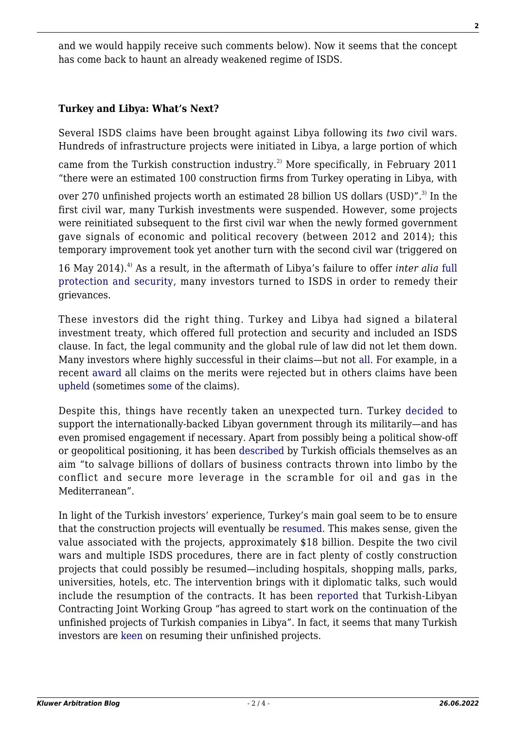and we would happily receive such comments below). Now it seems that the concept has come back to haunt an already weakened regime of ISDS.

**Turkey and Libya: What's Next?**

Several ISDS claims have been brought against Libya following its *two* civil wars. Hundreds of infrastructure projects were initiated in Libya, a large portion of which came from the Turkish construction industry.[2] More specifically, in February 2011 "there were an estimated 100 construction firms from Turkey operating in Libya, with over 270 unfinished projects worth an estimated 28 billion US dollars (USD)".[3] In the first civil war, many Turkish investments were suspended. However, some projects were reinitiated subsequent to the first civil war when the newly formed government gave signals of economic and political recovery (between 2012 and 2014); this temporary improvement took yet another turn with the second civil war (triggered on 16 May 2014).[4] As a result, in the aftermath of Libya's failure to offer *inter alia* full protection and security, many investors turned to ISDS in order to remedy their grievances.

These investors did the right thing. Turkey and Libya had signed a bilateral investment treaty, which offered full protection and security and included an ISDS clause. In fact, the legal community and the global rule of law did not let them down. Many investors where highly successful in their claims—but not all. For example, in a recent award all claims on the merits were rejected but in others claims have been upheld (sometimes some of the claims).

Despite this, things have recently taken an unexpected turn. Turkey decided to support the internationally-backed Libyan government through its militarily—and has even promised engagement if necessary. Apart from possibly being a political show-off or geopolitical positioning, it has been described by Turkish officials themselves as an aim "to salvage billions of dollars of business contracts thrown into limbo by the conflict and secure more leverage in the scramble for oil and gas in the Mediterranean".

In light of the Turkish investors' experience, Turkey's main goal seem to be to ensure that the construction projects will eventually be resumed. This makes sense, given the value associated with the projects, approximately $18 billion. Despite the two civil wars and multiple ISDS procedures, there are in fact plenty of costly construction projects that could possibly be resumed—including hospitals, shopping malls, parks, universities, hotels, etc. The intervention brings with it diplomatic talks, such would include the resumption of the contracts. It has been reported that Turkish-Libyan Contracting Joint Working Group "has agreed to start work on the continuation of the unfinished projects of Turkish companies in Libya". In fact, it seems that many Turkish investors are keen on resuming their unfinished projects.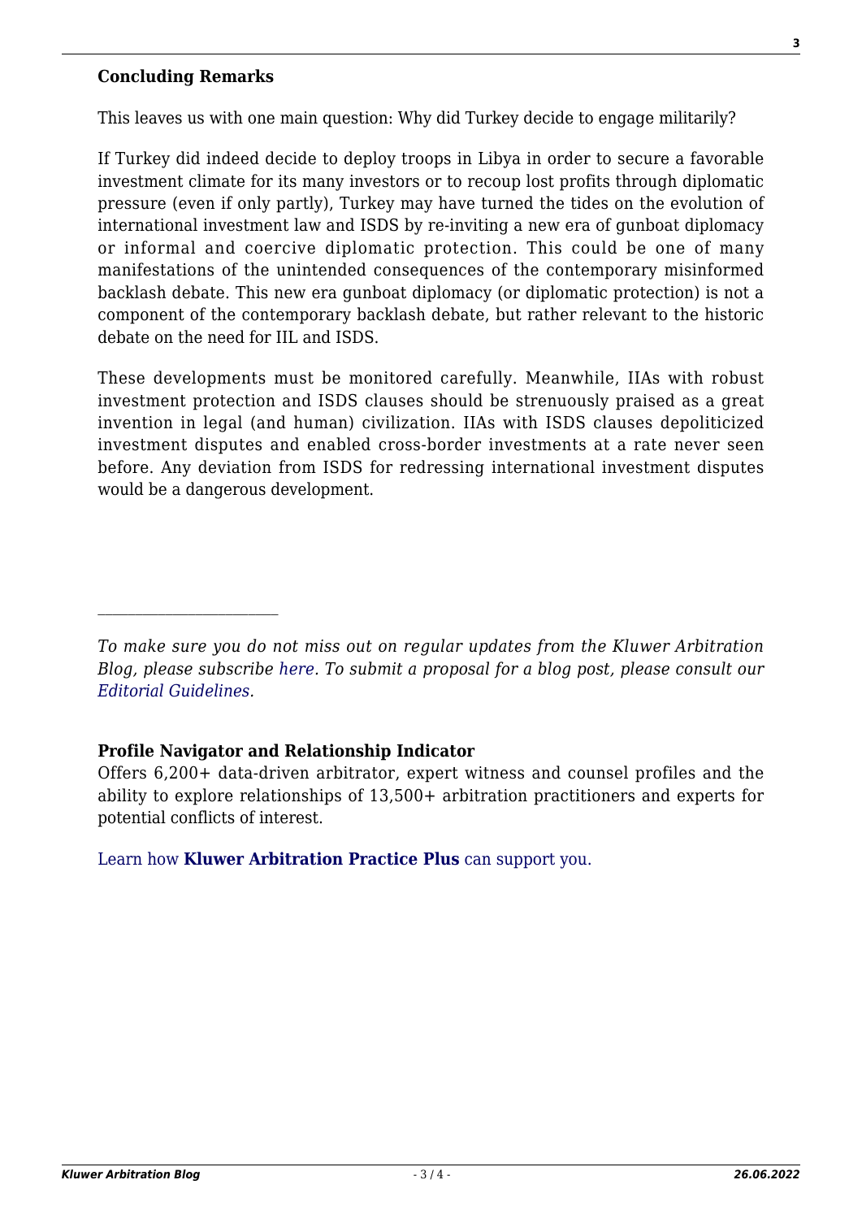**Concluding Remarks**

This leaves us with one main question: Why did Turkey decide to engage militarily?

If Turkey did indeed decide to deploy troops in Libya in order to secure a favorable investment climate for its many investors or to recoup lost profits through diplomatic pressure (even if only partly), Turkey may have turned the tides on the evolution of international investment law and ISDS by re-inviting a new era of gunboat diplomacy or informal and coercive diplomatic protection. This could be one of many manifestations of the unintended consequences of the contemporary misinformed backlash debate. This new era gunboat diplomacy (or diplomatic protection) is not a component of the contemporary backlash debate, but rather relevant to the historic debate on the need for IIL and ISDS.

These developments must be monitored carefully. Meanwhile, IIAs with robust investment protection and ISDS clauses should be strenuously praised as a great invention in legal (and human) civilization. IIAs with ISDS clauses depoliticized investment disputes and enabled cross-border investments at a rate never seen before. Any deviation from ISDS for redressing international investment disputes would be a dangerous development.

---

*To make sure you do not miss out on regular updates from the Kluwer Arbitration Blog, please subscribe here. To submit a proposal for a blog post, please consult our Editorial Guidelines.*

**Profile Navigator and Relationship Indicator**

Offers 6,200+ data-driven arbitrator, expert witness and counsel profiles and the ability to explore relationships of 13,500+ arbitration practitioners and experts for potential conflicts of interest.

Learn how **Kluwer Arbitration Practice Plus** can support you.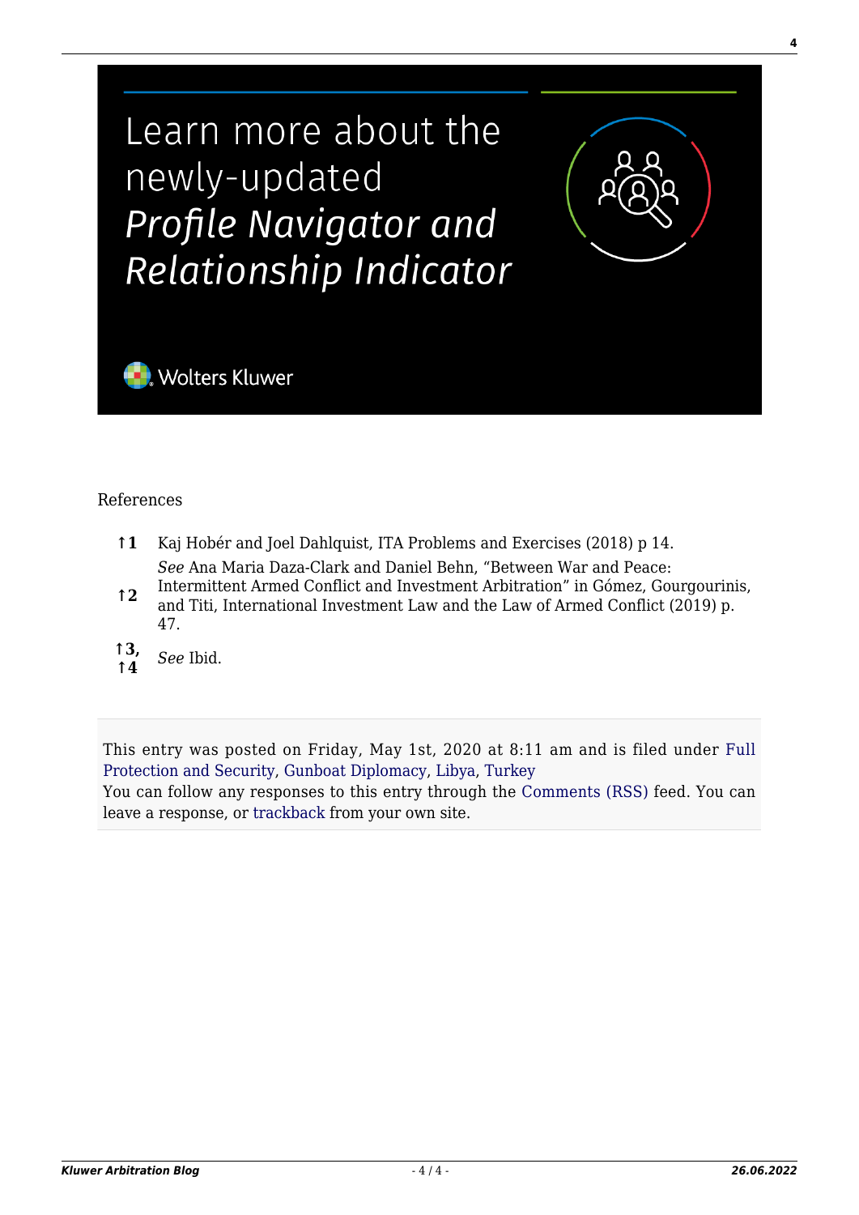Learn more about the newly-updated *Profile Navigator and Relationship Indicator*

Wolters Kluwer

References

↑1 Kaj Hobér and Joel Dahlquist, ITA Problems and Exercises (2018) p 14.

↑2 *See* Ana Maria Daza-Clark and Daniel Behn, "Between War and Peace: Intermittent Armed Conflict and Investment Arbitration" in Gómez, Gourgourinis, and Titi, International Investment Law and the Law of Armed Conflict (2019) p. 47.

↑3, ↑4 *See* Ibid.

This entry was posted on Friday, May 1st, 2020 at 8:11 am and is filed under Full Protection and Security, Gunboat Diplomacy, Libya, Turkey
You can follow any responses to this entry through the Comments (RSS) feed. You can leave a response, or trackback from your own site.